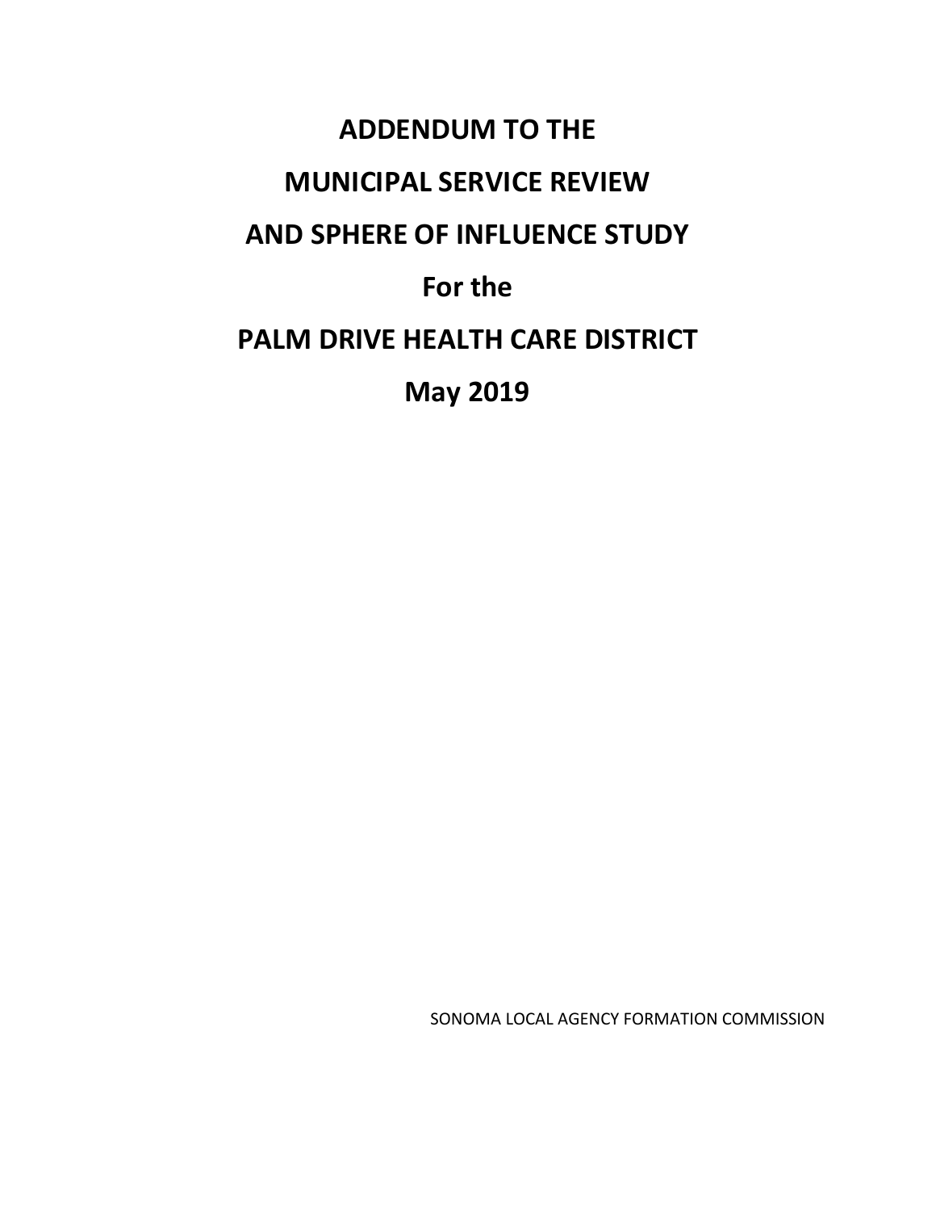# ADDENDUM TO THE MUNICIPAL SERVICE REVIEW AND SPHERE OF INFLUENCE STUDY

# For the

# PALM DRIVE HEALTH CARE DISTRICT

# May 2019

SONOMA LOCAL AGENCY FORMATION COMMISSION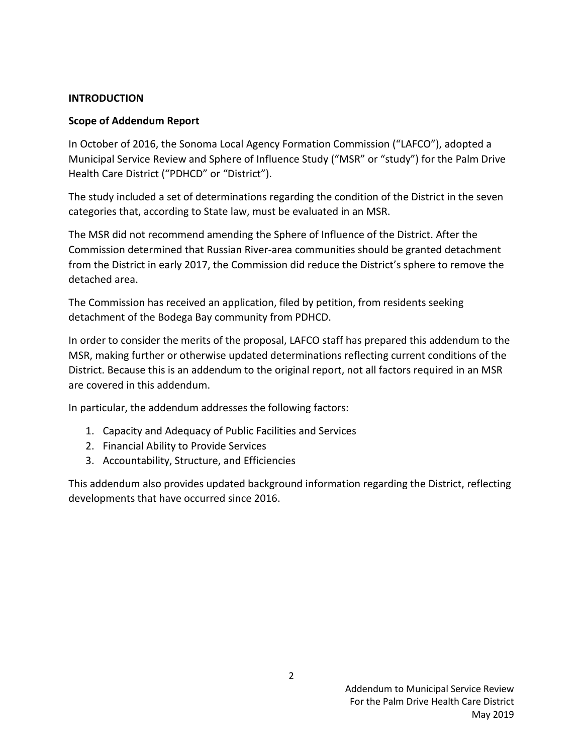## INTRODUCTION

### Scope of Addendum Report

In October of 2016, the Sonoma Local Agency Formation Commission ("LAFCO"), adopted a Municipal Service Review and Sphere of Influence Study ("MSR" or "study") for the Palm Drive Health Care District ("PDHCD" or "District").

The study included a set of determinations regarding the condition of the District in the seven categories that, according to State law, must be evaluated in an MSR.

The MSR did not recommend amending the Sphere of Influence of the District. After the Commission determined that Russian River-area communities should be granted detachment from the District in early 2017, the Commission did reduce the District's sphere to remove the detached area.

The Commission has received an application, filed by petition, from residents seeking detachment of the Bodega Bay community from PDHCD.

In order to consider the merits of the proposal, LAFCO staff has prepared this addendum to the MSR, making further or otherwise updated determinations reflecting current conditions of the District. Because this is an addendum to the original report, not all factors required in an MSR are covered in this addendum.

In particular, the addendum addresses the following factors:

1. Capacity and Adequacy of Public Facilities and Services
2. Financial Ability to Provide Services
3. Accountability, Structure, and Efficiencies

This addendum also provides updated background information regarding the District, reflecting developments that have occurred since 2016.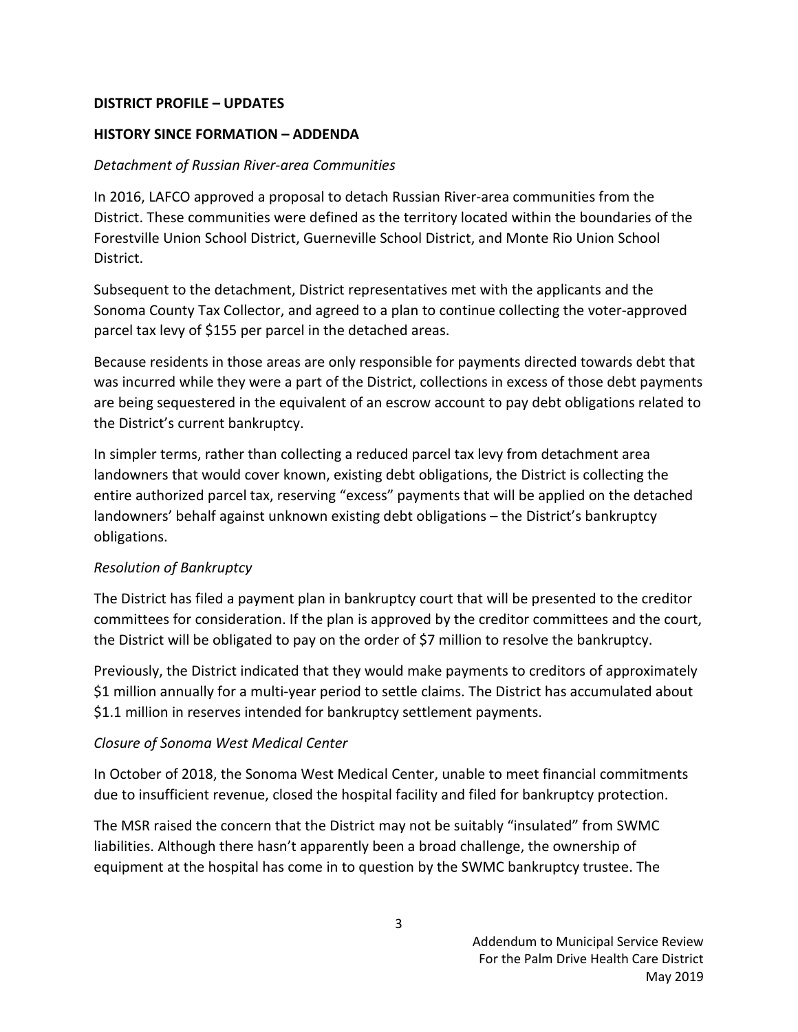**DISTRICT PROFILE – UPDATES**

**HISTORY SINCE FORMATION – ADDENDA**

*Detachment of Russian River-area Communities*

In 2016, LAFCO approved a proposal to detach Russian River-area communities from the District. These communities were defined as the territory located within the boundaries of the Forestville Union School District, Guerneville School District, and Monte Rio Union School District.

Subsequent to the detachment, District representatives met with the applicants and the Sonoma County Tax Collector, and agreed to a plan to continue collecting the voter-approved parcel tax levy of $155 per parcel in the detached areas.

Because residents in those areas are only responsible for payments directed towards debt that was incurred while they were a part of the District, collections in excess of those debt payments are being sequestered in the equivalent of an escrow account to pay debt obligations related to the District's current bankruptcy.

In simpler terms, rather than collecting a reduced parcel tax levy from detachment area landowners that would cover known, existing debt obligations, the District is collecting the entire authorized parcel tax, reserving "excess" payments that will be applied on the detached landowners' behalf against unknown existing debt obligations – the District's bankruptcy obligations.

*Resolution of Bankruptcy*

The District has filed a payment plan in bankruptcy court that will be presented to the creditor committees for consideration. If the plan is approved by the creditor committees and the court, the District will be obligated to pay on the order of $7 million to resolve the bankruptcy.

Previously, the District indicated that they would make payments to creditors of approximately $1 million annually for a multi-year period to settle claims. The District has accumulated about $1.1 million in reserves intended for bankruptcy settlement payments.

*Closure of Sonoma West Medical Center*

In October of 2018, the Sonoma West Medical Center, unable to meet financial commitments due to insufficient revenue, closed the hospital facility and filed for bankruptcy protection.

The MSR raised the concern that the District may not be suitably "insulated" from SWMC liabilities. Although there hasn't apparently been a broad challenge, the ownership of equipment at the hospital has come in to question by the SWMC bankruptcy trustee. The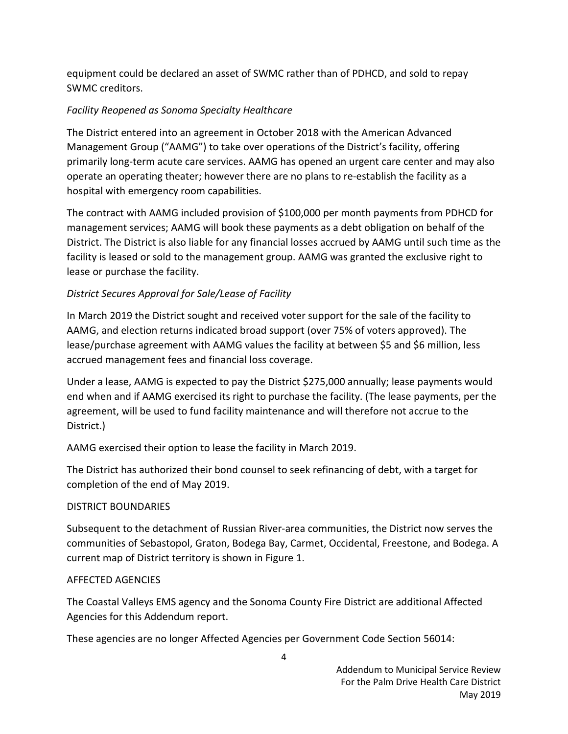equipment could be declared an asset of SWMC rather than of PDHCD, and sold to repay SWMC creditors.

### *Facility Reopened as Sonoma Specialty Healthcare*

The District entered into an agreement in October 2018 with the American Advanced Management Group ("AAMG") to take over operations of the District's facility, offering primarily long-term acute care services. AAMG has opened an urgent care center and may also operate an operating theater; however there are no plans to re-establish the facility as a hospital with emergency room capabilities.

The contract with AAMG included provision of $100,000 per month payments from PDHCD for management services; AAMG will book these payments as a debt obligation on behalf of the District. The District is also liable for any financial losses accrued by AAMG until such time as the facility is leased or sold to the management group. AAMG was granted the exclusive right to lease or purchase the facility.

### *District Secures Approval for Sale/Lease of Facility*

In March 2019 the District sought and received voter support for the sale of the facility to AAMG, and election returns indicated broad support (over 75% of voters approved). The lease/purchase agreement with AAMG values the facility at between $5 and $6 million, less accrued management fees and financial loss coverage.

Under a lease, AAMG is expected to pay the District $275,000 annually; lease payments would end when and if AAMG exercised its right to purchase the facility. (The lease payments, per the agreement, will be used to fund facility maintenance and will therefore not accrue to the District.)

AAMG exercised their option to lease the facility in March 2019.

The District has authorized their bond counsel to seek refinancing of debt, with a target for completion of the end of May 2019.

## DISTRICT BOUNDARIES

Subsequent to the detachment of Russian River-area communities, the District now serves the communities of Sebastopol, Graton, Bodega Bay, Carmet, Occidental, Freestone, and Bodega. A current map of District territory is shown in Figure 1.

## AFFECTED AGENCIES

The Coastal Valleys EMS agency and the Sonoma County Fire District are additional Affected Agencies for this Addendum report.

These agencies are no longer Affected Agencies per Government Code Section 56014: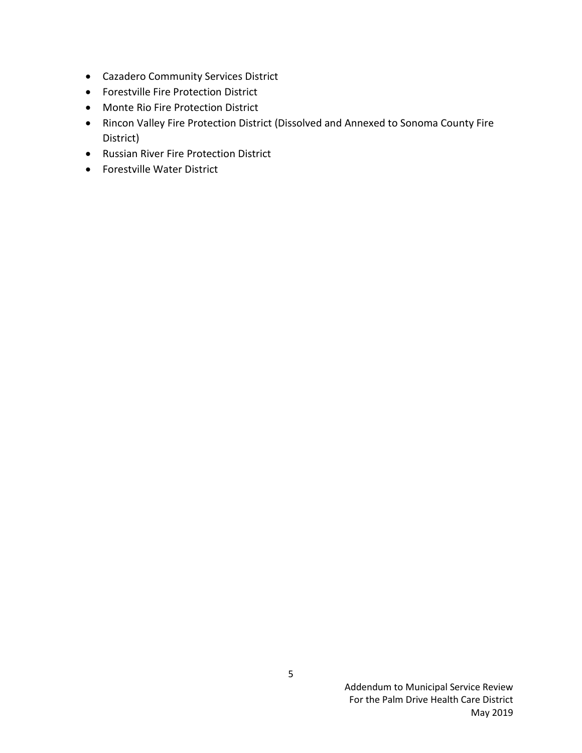- Cazadero Community Services District
- Forestville Fire Protection District
- Monte Rio Fire Protection District
- Rincon Valley Fire Protection District (Dissolved and Annexed to Sonoma County Fire District)
- Russian River Fire Protection District
- Forestville Water District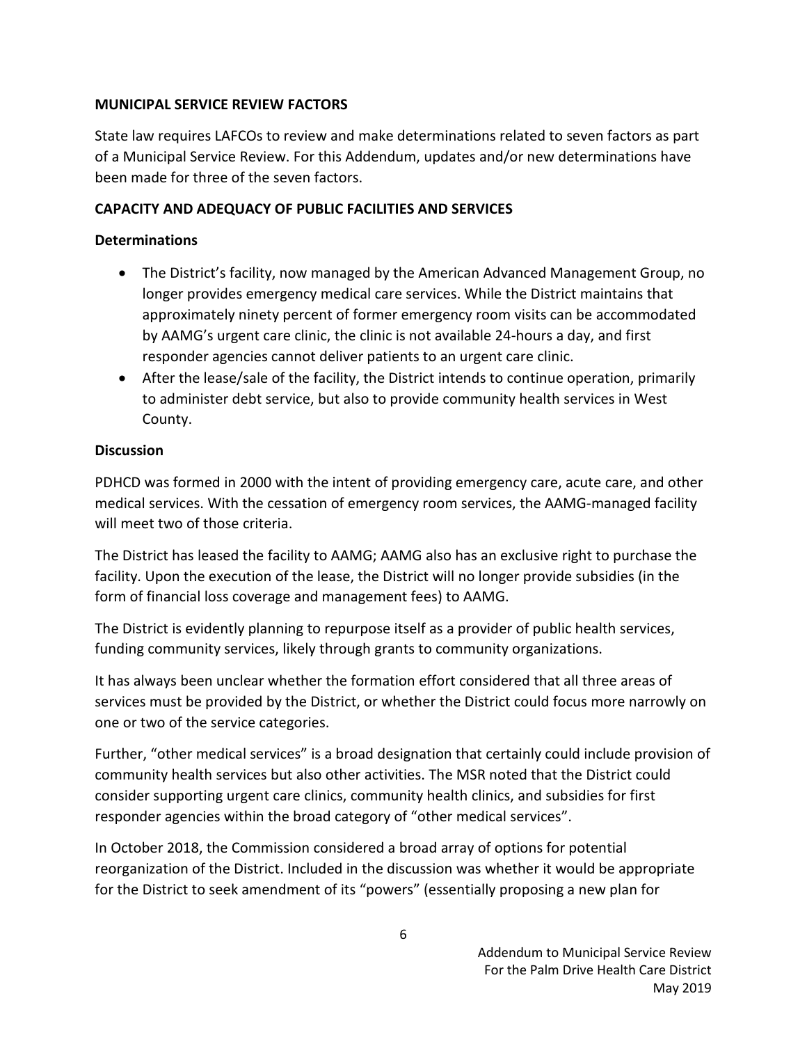## MUNICIPAL SERVICE REVIEW FACTORS

State law requires LAFCOs to review and make determinations related to seven factors as part of a Municipal Service Review. For this Addendum, updates and/or new determinations have been made for three of the seven factors.

## CAPACITY AND ADEQUACY OF PUBLIC FACILITIES AND SERVICES

### Determinations

- The District's facility, now managed by the American Advanced Management Group, no longer provides emergency medical care services. While the District maintains that approximately ninety percent of former emergency room visits can be accommodated by AAMG's urgent care clinic, the clinic is not available 24-hours a day, and first responder agencies cannot deliver patients to an urgent care clinic.
- After the lease/sale of the facility, the District intends to continue operation, primarily to administer debt service, but also to provide community health services in West County.

### Discussion

PDHCD was formed in 2000 with the intent of providing emergency care, acute care, and other medical services. With the cessation of emergency room services, the AAMG-managed facility will meet two of those criteria.

The District has leased the facility to AAMG; AAMG also has an exclusive right to purchase the facility. Upon the execution of the lease, the District will no longer provide subsidies (in the form of financial loss coverage and management fees) to AAMG.

The District is evidently planning to repurpose itself as a provider of public health services, funding community services, likely through grants to community organizations.

It has always been unclear whether the formation effort considered that all three areas of services must be provided by the District, or whether the District could focus more narrowly on one or two of the service categories.

Further, "other medical services" is a broad designation that certainly could include provision of community health services but also other activities. The MSR noted that the District could consider supporting urgent care clinics, community health clinics, and subsidies for first responder agencies within the broad category of "other medical services".

In October 2018, the Commission considered a broad array of options for potential reorganization of the District. Included in the discussion was whether it would be appropriate for the District to seek amendment of its "powers" (essentially proposing a new plan for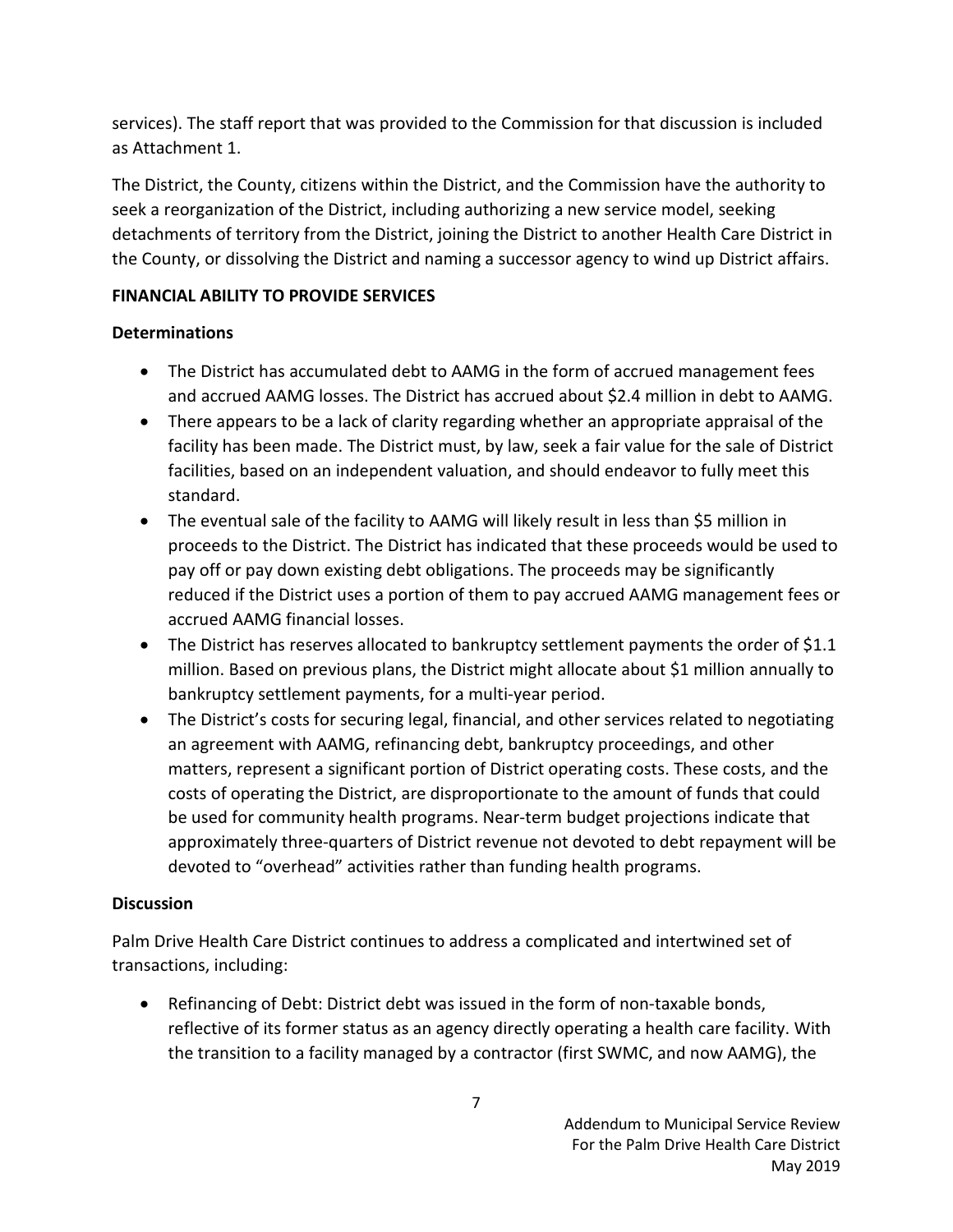services). The staff report that was provided to the Commission for that discussion is included as Attachment 1.

The District, the County, citizens within the District, and the Commission have the authority to seek a reorganization of the District, including authorizing a new service model, seeking detachments of territory from the District, joining the District to another Health Care District in the County, or dissolving the District and naming a successor agency to wind up District affairs.

**FINANCIAL ABILITY TO PROVIDE SERVICES**

**Determinations**

- The District has accumulated debt to AAMG in the form of accrued management fees and accrued AAMG losses. The District has accrued about $2.4 million in debt to AAMG.
- There appears to be a lack of clarity regarding whether an appropriate appraisal of the facility has been made. The District must, by law, seek a fair value for the sale of District facilities, based on an independent valuation, and should endeavor to fully meet this standard.
- The eventual sale of the facility to AAMG will likely result in less than $5 million in proceeds to the District. The District has indicated that these proceeds would be used to pay off or pay down existing debt obligations. The proceeds may be significantly reduced if the District uses a portion of them to pay accrued AAMG management fees or accrued AAMG financial losses.
- The District has reserves allocated to bankruptcy settlement payments the order of $1.1 million. Based on previous plans, the District might allocate about $1 million annually to bankruptcy settlement payments, for a multi-year period.
- The District's costs for securing legal, financial, and other services related to negotiating an agreement with AAMG, refinancing debt, bankruptcy proceedings, and other matters, represent a significant portion of District operating costs. These costs, and the costs of operating the District, are disproportionate to the amount of funds that could be used for community health programs. Near-term budget projections indicate that approximately three-quarters of District revenue not devoted to debt repayment will be devoted to "overhead" activities rather than funding health programs.

**Discussion**

Palm Drive Health Care District continues to address a complicated and intertwined set of transactions, including:

- Refinancing of Debt: District debt was issued in the form of non-taxable bonds, reflective of its former status as an agency directly operating a health care facility. With the transition to a facility managed by a contractor (first SWMC, and now AAMG), the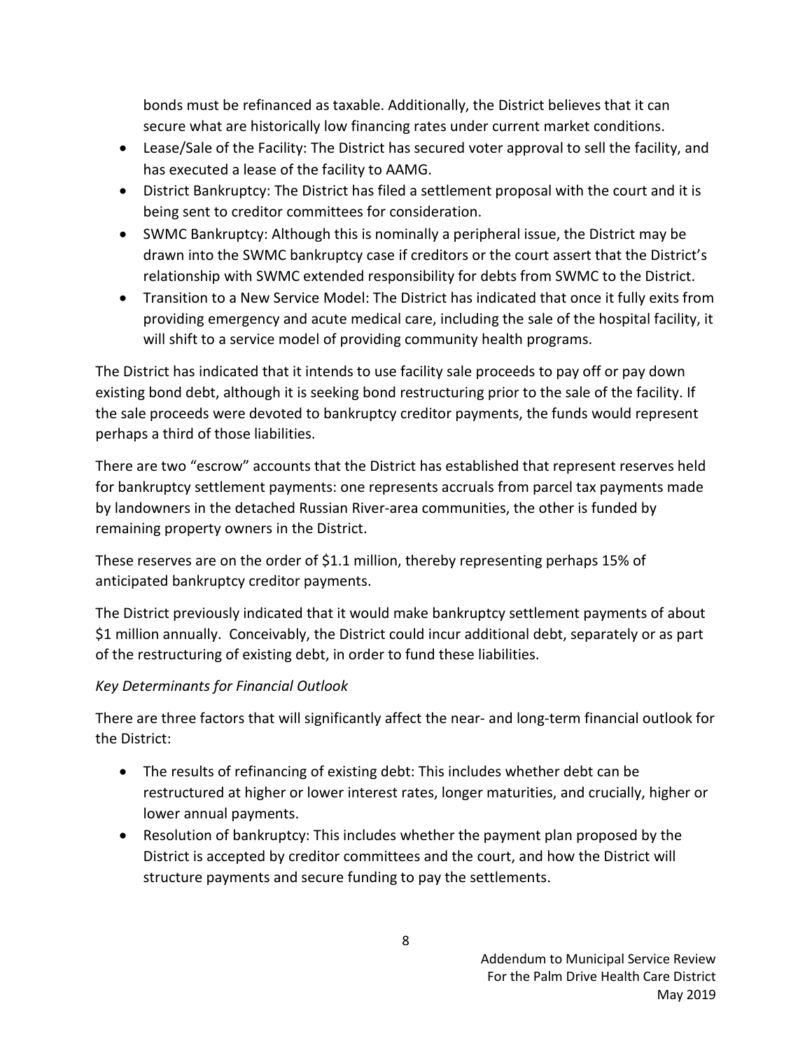bonds must be refinanced as taxable. Additionally, the District believes that it can secure what are historically low financing rates under current market conditions.

- Lease/Sale of the Facility: The District has secured voter approval to sell the facility, and has executed a lease of the facility to AAMG.
- District Bankruptcy: The District has filed a settlement proposal with the court and it is being sent to creditor committees for consideration.
- SWMC Bankruptcy: Although this is nominally a peripheral issue, the District may be drawn into the SWMC bankruptcy case if creditors or the court assert that the District's relationship with SWMC extended responsibility for debts from SWMC to the District.
- Transition to a New Service Model: The District has indicated that once it fully exits from providing emergency and acute medical care, including the sale of the hospital facility, it will shift to a service model of providing community health programs.

The District has indicated that it intends to use facility sale proceeds to pay off or pay down existing bond debt, although it is seeking bond restructuring prior to the sale of the facility. If the sale proceeds were devoted to bankruptcy creditor payments, the funds would represent perhaps a third of those liabilities.

There are two "escrow" accounts that the District has established that represent reserves held for bankruptcy settlement payments: one represents accruals from parcel tax payments made by landowners in the detached Russian River-area communities, the other is funded by remaining property owners in the District.

These reserves are on the order of $1.1 million, thereby representing perhaps 15% of anticipated bankruptcy creditor payments.

The District previously indicated that it would make bankruptcy settlement payments of about $1 million annually. Conceivably, the District could incur additional debt, separately or as part of the restructuring of existing debt, in order to fund these liabilities.

*Key Determinants for Financial Outlook*

There are three factors that will significantly affect the near- and long-term financial outlook for the District:

- The results of refinancing of existing debt: This includes whether debt can be restructured at higher or lower interest rates, longer maturities, and crucially, higher or lower annual payments.
- Resolution of bankruptcy: This includes whether the payment plan proposed by the District is accepted by creditor committees and the court, and how the District will structure payments and secure funding to pay the settlements.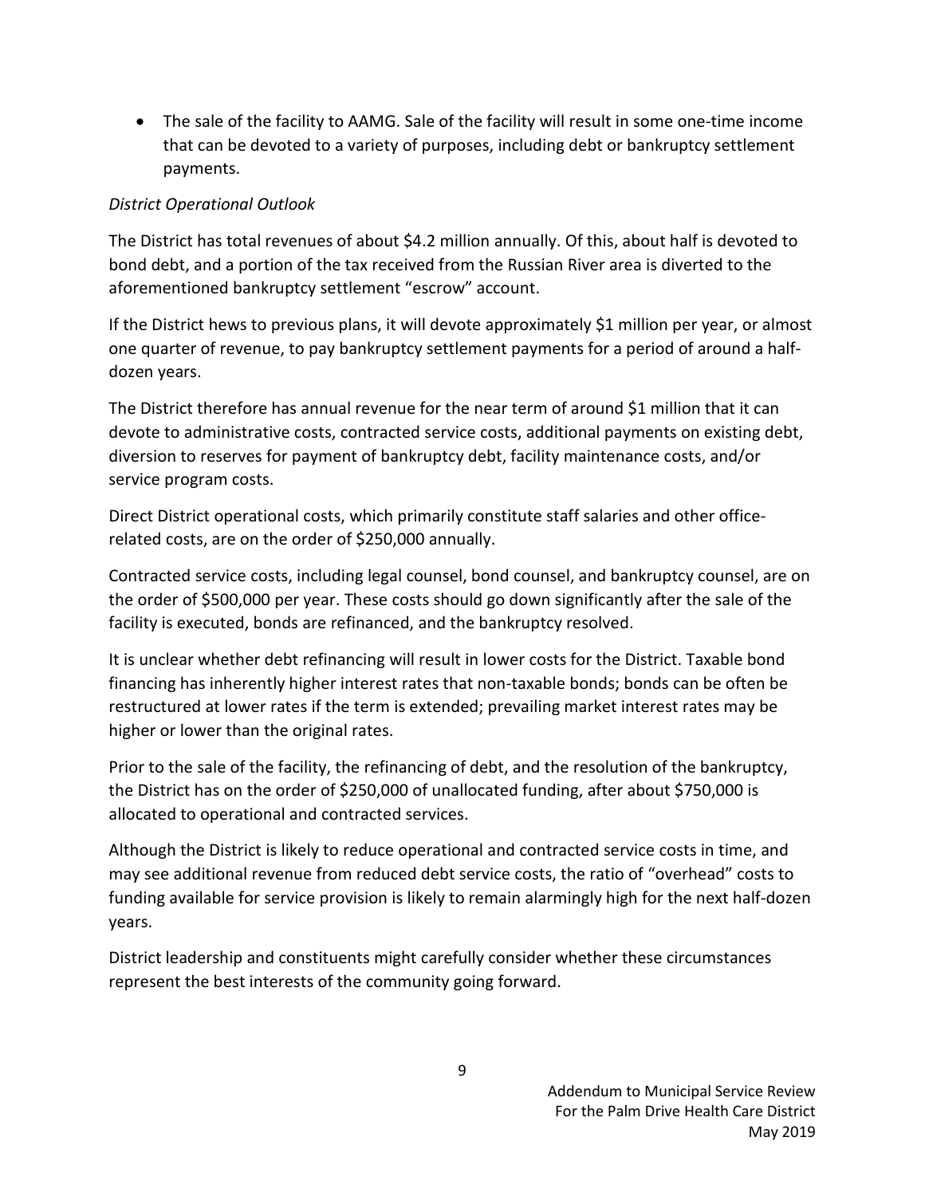- The sale of the facility to AAMG. Sale of the facility will result in some one-time income that can be devoted to a variety of purposes, including debt or bankruptcy settlement payments.

*District Operational Outlook*

The District has total revenues of about $4.2 million annually. Of this, about half is devoted to bond debt, and a portion of the tax received from the Russian River area is diverted to the aforementioned bankruptcy settlement "escrow" account.

If the District hews to previous plans, it will devote approximately $1 million per year, or almost one quarter of revenue, to pay bankruptcy settlement payments for a period of around a half-dozen years.

The District therefore has annual revenue for the near term of around $1 million that it can devote to administrative costs, contracted service costs, additional payments on existing debt, diversion to reserves for payment of bankruptcy debt, facility maintenance costs, and/or service program costs.

Direct District operational costs, which primarily constitute staff salaries and other office-related costs, are on the order of $250,000 annually.

Contracted service costs, including legal counsel, bond counsel, and bankruptcy counsel, are on the order of $500,000 per year. These costs should go down significantly after the sale of the facility is executed, bonds are refinanced, and the bankruptcy resolved.

It is unclear whether debt refinancing will result in lower costs for the District. Taxable bond financing has inherently higher interest rates that non-taxable bonds; bonds can be often be restructured at lower rates if the term is extended; prevailing market interest rates may be higher or lower than the original rates.

Prior to the sale of the facility, the refinancing of debt, and the resolution of the bankruptcy, the District has on the order of $250,000 of unallocated funding, after about $750,000 is allocated to operational and contracted services.

Although the District is likely to reduce operational and contracted service costs in time, and may see additional revenue from reduced debt service costs, the ratio of "overhead" costs to funding available for service provision is likely to remain alarmingly high for the next half-dozen years.

District leadership and constituents might carefully consider whether these circumstances represent the best interests of the community going forward.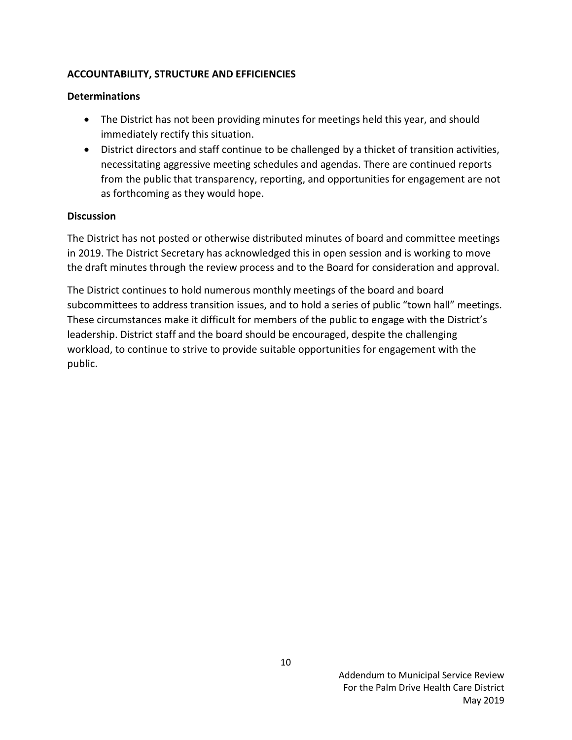**ACCOUNTABILITY, STRUCTURE AND EFFICIENCIES**

**Determinations**

- The District has not been providing minutes for meetings held this year, and should immediately rectify this situation.
- District directors and staff continue to be challenged by a thicket of transition activities, necessitating aggressive meeting schedules and agendas. There are continued reports from the public that transparency, reporting, and opportunities for engagement are not as forthcoming as they would hope.

**Discussion**

The District has not posted or otherwise distributed minutes of board and committee meetings in 2019. The District Secretary has acknowledged this in open session and is working to move the draft minutes through the review process and to the Board for consideration and approval.

The District continues to hold numerous monthly meetings of the board and board subcommittees to address transition issues, and to hold a series of public "town hall" meetings. These circumstances make it difficult for members of the public to engage with the District's leadership. District staff and the board should be encouraged, despite the challenging workload, to continue to strive to provide suitable opportunities for engagement with the public.